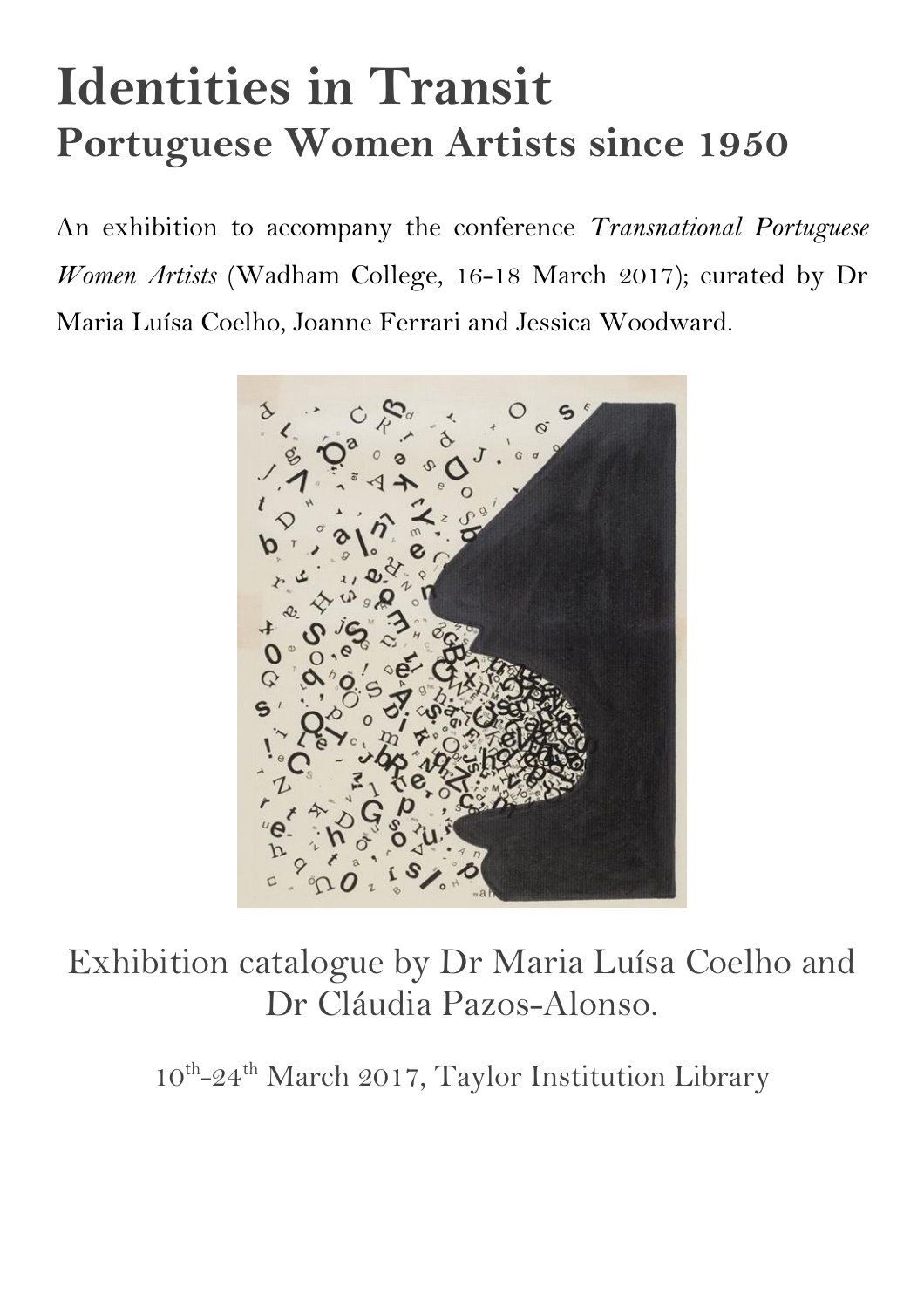# Identities in Transit

## Portuguese Women Artists since 1950

An exhibition to accompany the conference *Transnational Portuguese Women Artists* (Wadham College, 16-18 March 2017); curated by Dr Maria Luísa Coelho, Joanne Ferrari and Jessica Woodward.

Exhibition catalogue by Dr Maria Luísa Coelho and Dr Cláudia Pazos-Alonso.

10th-24th March 2017, Taylor Institution Library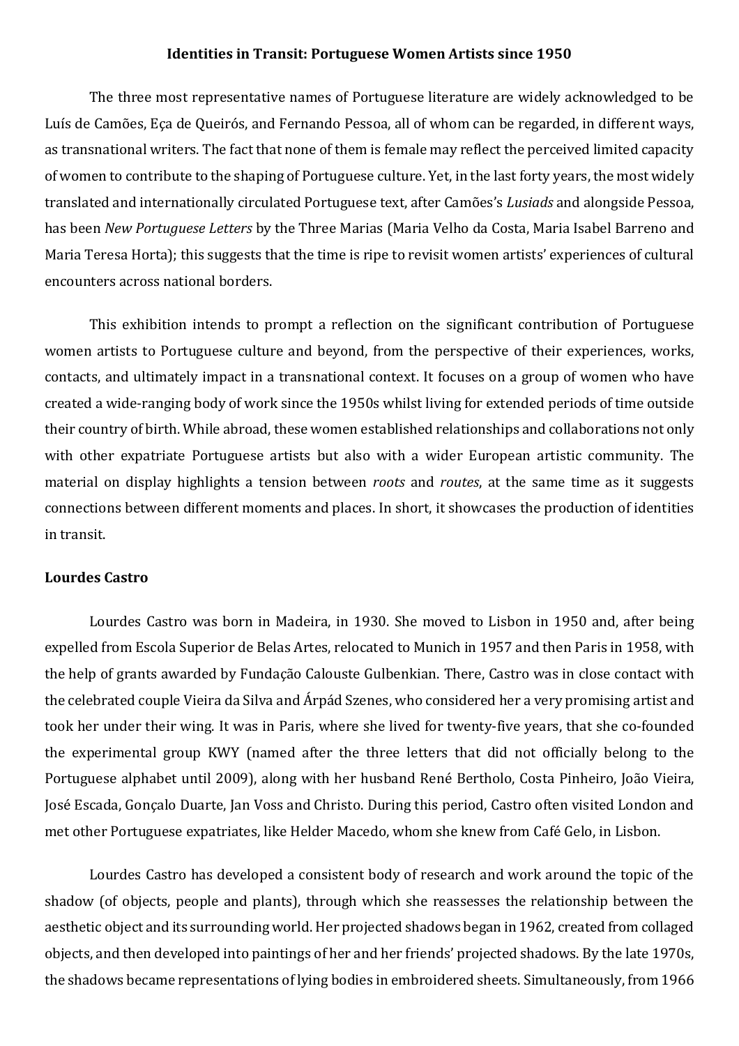**Identities in Transit: Portuguese Women Artists since 1950**

The three most representative names of Portuguese literature are widely acknowledged to be Luís de Camões, Eça de Queirós, and Fernando Pessoa, all of whom can be regarded, in different ways, as transnational writers. The fact that none of them is female may reflect the perceived limited capacity of women to contribute to the shaping of Portuguese culture. Yet, in the last forty years, the most widely translated and internationally circulated Portuguese text, after Camões's *Lusiads* and alongside Pessoa, has been *New Portuguese Letters* by the Three Marias (Maria Velho da Costa, Maria Isabel Barreno and Maria Teresa Horta); this suggests that the time is ripe to revisit women artists' experiences of cultural encounters across national borders.

This exhibition intends to prompt a reflection on the significant contribution of Portuguese women artists to Portuguese culture and beyond, from the perspective of their experiences, works, contacts, and ultimately impact in a transnational context. It focuses on a group of women who have created a wide-ranging body of work since the 1950s whilst living for extended periods of time outside their country of birth. While abroad, these women established relationships and collaborations not only with other expatriate Portuguese artists but also with a wider European artistic community. The material on display highlights a tension between *roots* and *routes*, at the same time as it suggests connections between different moments and places. In short, it showcases the production of identities in transit.

**Lourdes Castro**

Lourdes Castro was born in Madeira, in 1930. She moved to Lisbon in 1950 and, after being expelled from Escola Superior de Belas Artes, relocated to Munich in 1957 and then Paris in 1958, with the help of grants awarded by Fundação Calouste Gulbenkian. There, Castro was in close contact with the celebrated couple Vieira da Silva and Árpád Szenes, who considered her a very promising artist and took her under their wing. It was in Paris, where she lived for twenty-five years, that she co-founded the experimental group KWY (named after the three letters that did not officially belong to the Portuguese alphabet until 2009), along with her husband René Bertholo, Costa Pinheiro, João Vieira, José Escada, Gonçalo Duarte, Jan Voss and Christo. During this period, Castro often visited London and met other Portuguese expatriates, like Helder Macedo, whom she knew from Café Gelo, in Lisbon.

Lourdes Castro has developed a consistent body of research and work around the topic of the shadow (of objects, people and plants), through which she reassesses the relationship between the aesthetic object and its surrounding world. Her projected shadows began in 1962, created from collaged objects, and then developed into paintings of her and her friends' projected shadows. By the late 1970s, the shadows became representations of lying bodies in embroidered sheets. Simultaneously, from 1966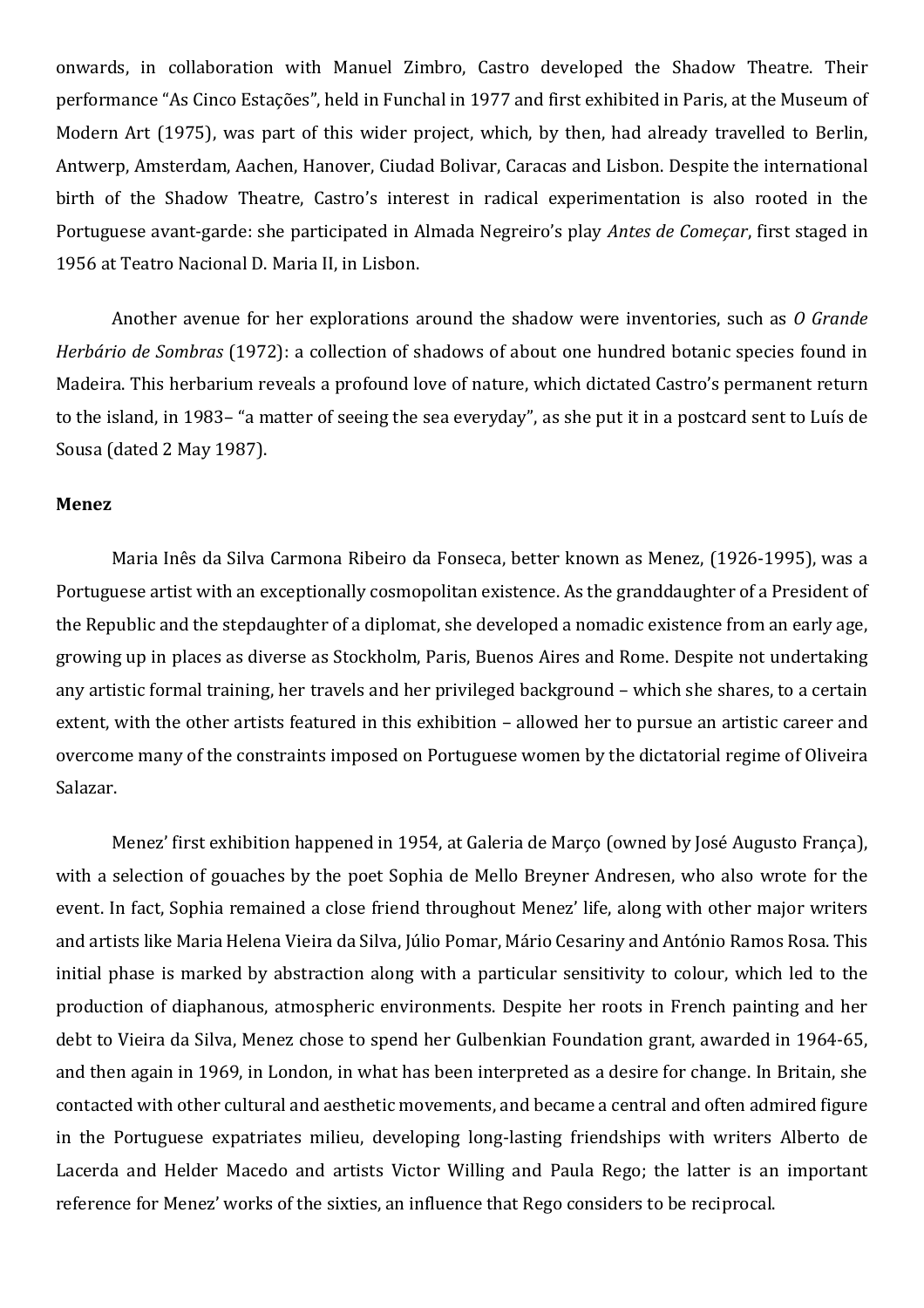onwards, in collaboration with Manuel Zimbro, Castro developed the Shadow Theatre. Their performance "As Cinco Estações", held in Funchal in 1977 and first exhibited in Paris, at the Museum of Modern Art (1975), was part of this wider project, which, by then, had already travelled to Berlin, Antwerp, Amsterdam, Aachen, Hanover, Ciudad Bolivar, Caracas and Lisbon. Despite the international birth of the Shadow Theatre, Castro's interest in radical experimentation is also rooted in the Portuguese avant-garde: she participated in Almada Negreiro's play *Antes de Começar*, first staged in 1956 at Teatro Nacional D. Maria II, in Lisbon.

Another avenue for her explorations around the shadow were inventories, such as *O Grande Herbário de Sombras* (1972): a collection of shadows of about one hundred botanic species found in Madeira. This herbarium reveals a profound love of nature, which dictated Castro's permanent return to the island, in 1983– "a matter of seeing the sea everyday", as she put it in a postcard sent to Luís de Sousa (dated 2 May 1987).

**Menez**

Maria Inês da Silva Carmona Ribeiro da Fonseca, better known as Menez, (1926-1995), was a Portuguese artist with an exceptionally cosmopolitan existence. As the granddaughter of a President of the Republic and the stepdaughter of a diplomat, she developed a nomadic existence from an early age, growing up in places as diverse as Stockholm, Paris, Buenos Aires and Rome. Despite not undertaking any artistic formal training, her travels and her privileged background – which she shares, to a certain extent, with the other artists featured in this exhibition – allowed her to pursue an artistic career and overcome many of the constraints imposed on Portuguese women by the dictatorial regime of Oliveira Salazar.

Menez' first exhibition happened in 1954, at Galeria de Março (owned by José Augusto França), with a selection of gouaches by the poet Sophia de Mello Breyner Andresen, who also wrote for the event. In fact, Sophia remained a close friend throughout Menez' life, along with other major writers and artists like Maria Helena Vieira da Silva, Júlio Pomar, Mário Cesariny and António Ramos Rosa. This initial phase is marked by abstraction along with a particular sensitivity to colour, which led to the production of diaphanous, atmospheric environments. Despite her roots in French painting and her debt to Vieira da Silva, Menez chose to spend her Gulbenkian Foundation grant, awarded in 1964-65, and then again in 1969, in London, in what has been interpreted as a desire for change. In Britain, she contacted with other cultural and aesthetic movements, and became a central and often admired figure in the Portuguese expatriates milieu, developing long-lasting friendships with writers Alberto de Lacerda and Helder Macedo and artists Victor Willing and Paula Rego; the latter is an important reference for Menez' works of the sixties, an influence that Rego considers to be reciprocal.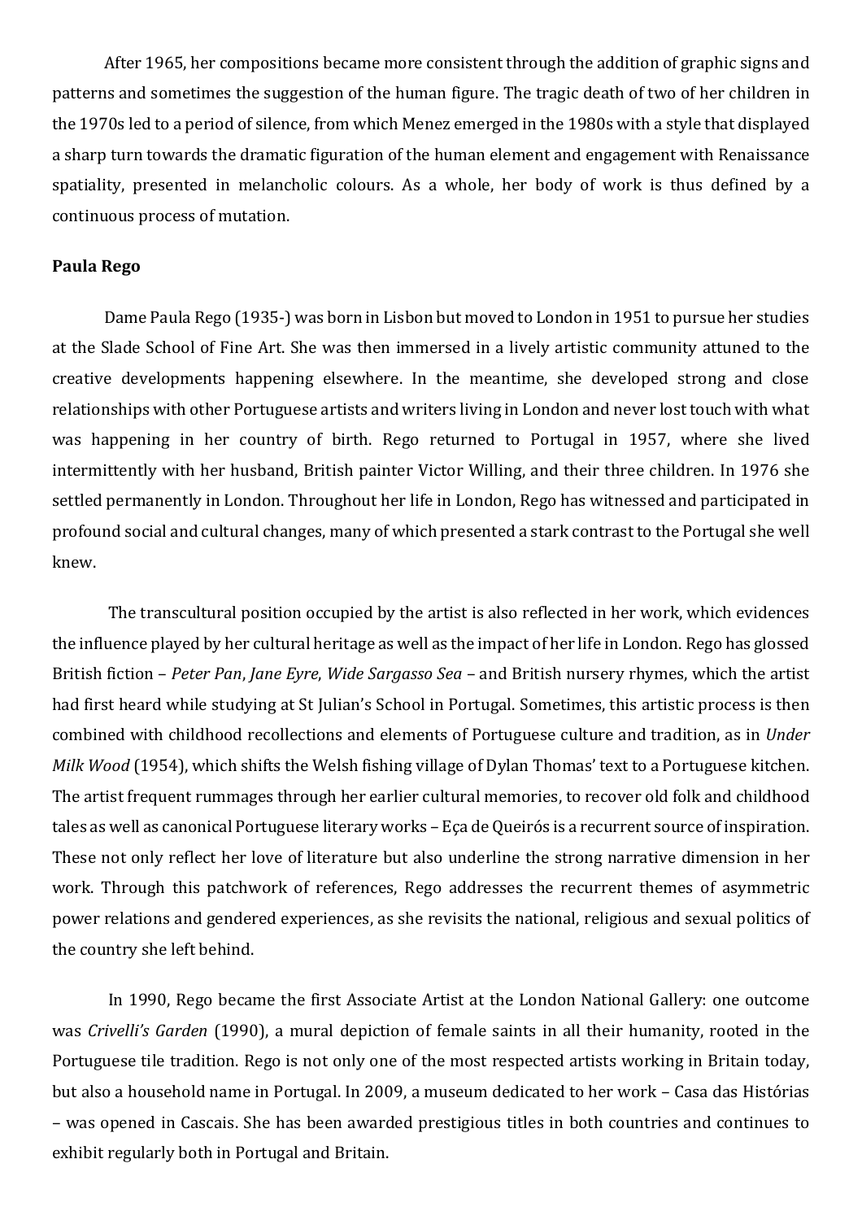After 1965, her compositions became more consistent through the addition of graphic signs and patterns and sometimes the suggestion of the human figure. The tragic death of two of her children in the 1970s led to a period of silence, from which Menez emerged in the 1980s with a style that displayed a sharp turn towards the dramatic figuration of the human element and engagement with Renaissance spatiality, presented in melancholic colours. As a whole, her body of work is thus defined by a continuous process of mutation.

**Paula Rego**

Dame Paula Rego (1935-) was born in Lisbon but moved to London in 1951 to pursue her studies at the Slade School of Fine Art. She was then immersed in a lively artistic community attuned to the creative developments happening elsewhere. In the meantime, she developed strong and close relationships with other Portuguese artists and writers living in London and never lost touch with what was happening in her country of birth. Rego returned to Portugal in 1957, where she lived intermittently with her husband, British painter Victor Willing, and their three children. In 1976 she settled permanently in London. Throughout her life in London, Rego has witnessed and participated in profound social and cultural changes, many of which presented a stark contrast to the Portugal she well knew.

The transcultural position occupied by the artist is also reflected in her work, which evidences the influence played by her cultural heritage as well as the impact of her life in London. Rego has glossed British fiction – *Peter Pan*, *Jane Eyre*, *Wide Sargasso Sea* – and British nursery rhymes, which the artist had first heard while studying at St Julian's School in Portugal. Sometimes, this artistic process is then combined with childhood recollections and elements of Portuguese culture and tradition, as in *Under Milk Wood* (1954), which shifts the Welsh fishing village of Dylan Thomas' text to a Portuguese kitchen. The artist frequent rummages through her earlier cultural memories, to recover old folk and childhood tales as well as canonical Portuguese literary works – Eça de Queirós is a recurrent source of inspiration. These not only reflect her love of literature but also underline the strong narrative dimension in her work. Through this patchwork of references, Rego addresses the recurrent themes of asymmetric power relations and gendered experiences, as she revisits the national, religious and sexual politics of the country she left behind.

In 1990, Rego became the first Associate Artist at the London National Gallery: one outcome was *Crivelli's Garden* (1990), a mural depiction of female saints in all their humanity, rooted in the Portuguese tile tradition. Rego is not only one of the most respected artists working in Britain today, but also a household name in Portugal. In 2009, a museum dedicated to her work – Casa das Histórias – was opened in Cascais. She has been awarded prestigious titles in both countries and continues to exhibit regularly both in Portugal and Britain.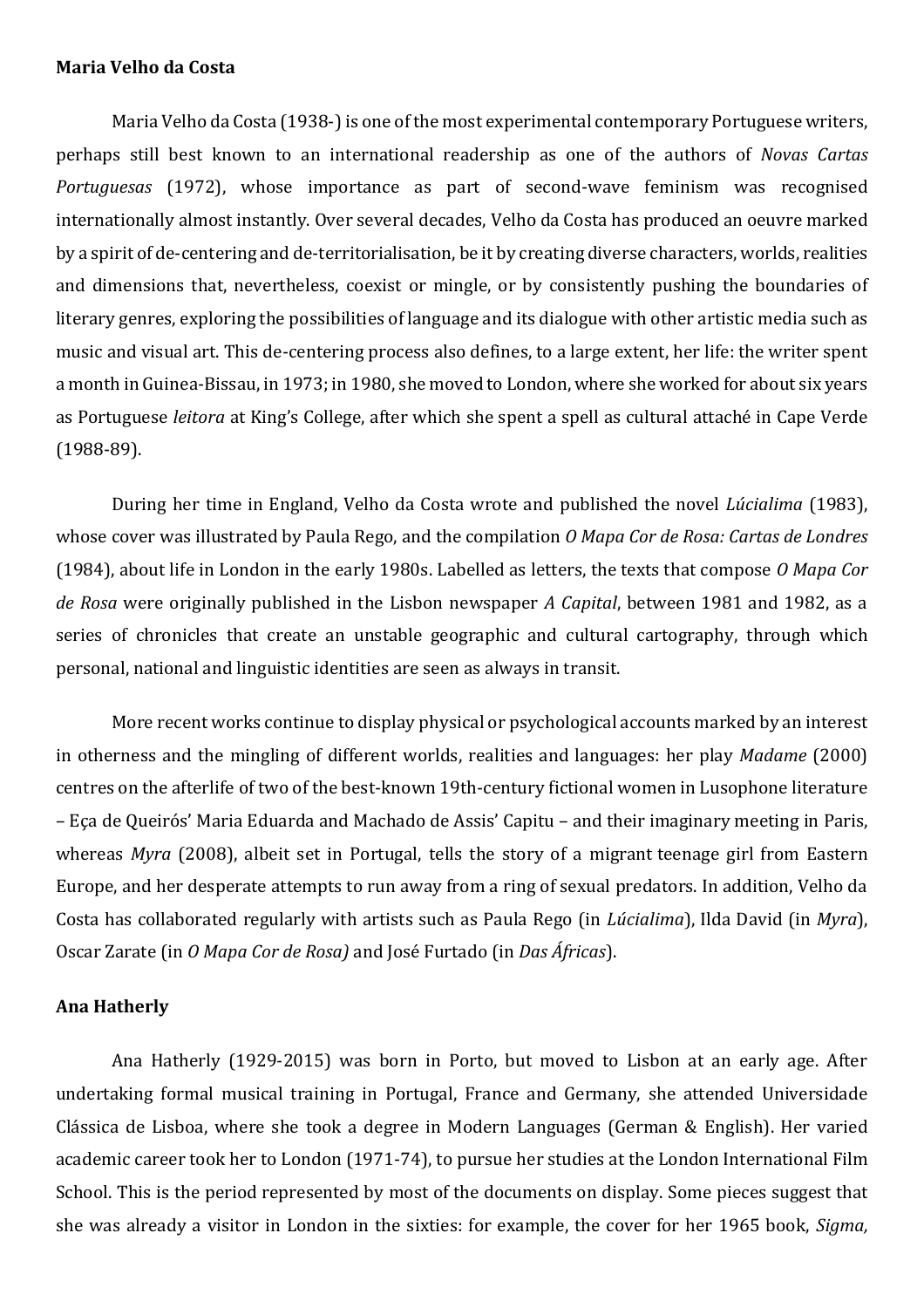**Maria Velho da Costa**

Maria Velho da Costa (1938-) is one of the most experimental contemporary Portuguese writers, perhaps still best known to an international readership as one of the authors of *Novas Cartas Portuguesas* (1972), whose importance as part of second-wave feminism was recognised internationally almost instantly. Over several decades, Velho da Costa has produced an oeuvre marked by a spirit of de-centering and de-territorialisation, be it by creating diverse characters, worlds, realities and dimensions that, nevertheless, coexist or mingle, or by consistently pushing the boundaries of literary genres, exploring the possibilities of language and its dialogue with other artistic media such as music and visual art. This de-centering process also defines, to a large extent, her life: the writer spent a month in Guinea-Bissau, in 1973; in 1980, she moved to London, where she worked for about six years as Portuguese *leitora* at King's College, after which she spent a spell as cultural attaché in Cape Verde (1988-89).

During her time in England, Velho da Costa wrote and published the novel *Lúcialima* (1983), whose cover was illustrated by Paula Rego, and the compilation *O Mapa Cor de Rosa: Cartas de Londres* (1984), about life in London in the early 1980s. Labelled as letters, the texts that compose *O Mapa Cor de Rosa* were originally published in the Lisbon newspaper *A Capital*, between 1981 and 1982, as a series of chronicles that create an unstable geographic and cultural cartography, through which personal, national and linguistic identities are seen as always in transit.

More recent works continue to display physical or psychological accounts marked by an interest in otherness and the mingling of different worlds, realities and languages: her play *Madame* (2000) centres on the afterlife of two of the best-known 19th-century fictional women in Lusophone literature – Eça de Queirós' Maria Eduarda and Machado de Assis' Capitu – and their imaginary meeting in Paris, whereas *Myra* (2008), albeit set in Portugal, tells the story of a migrant teenage girl from Eastern Europe, and her desperate attempts to run away from a ring of sexual predators. In addition, Velho da Costa has collaborated regularly with artists such as Paula Rego (in *Lúcialima*), Ilda David (in *Myra*), Oscar Zarate (in *O Mapa Cor de Rosa)* and José Furtado (in *Das Áfricas*).

**Ana Hatherly**

Ana Hatherly (1929-2015) was born in Porto, but moved to Lisbon at an early age. After undertaking formal musical training in Portugal, France and Germany, she attended Universidade Clássica de Lisboa, where she took a degree in Modern Languages (German & English). Her varied academic career took her to London (1971-74), to pursue her studies at the London International Film School. This is the period represented by most of the documents on display. Some pieces suggest that she was already a visitor in London in the sixties: for example, the cover for her 1965 book, *Sigma,*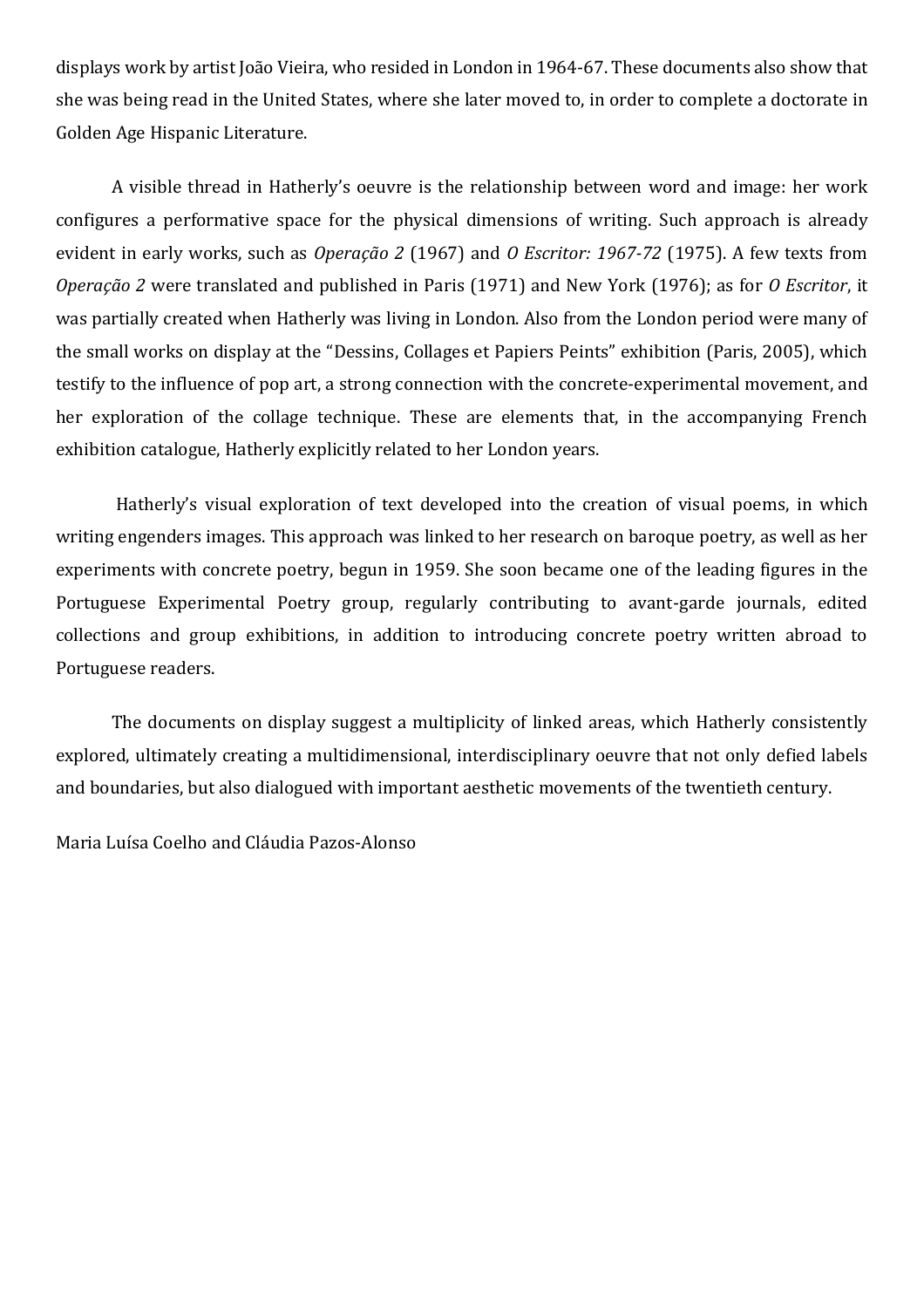displays work by artist João Vieira, who resided in London in 1964-67. These documents also show that she was being read in the United States, where she later moved to, in order to complete a doctorate in Golden Age Hispanic Literature.

A visible thread in Hatherly's oeuvre is the relationship between word and image: her work configures a performative space for the physical dimensions of writing. Such approach is already evident in early works, such as *Operação 2* (1967) and *O Escritor: 1967-72* (1975). A few texts from *Operação 2* were translated and published in Paris (1971) and New York (1976); as for *O Escritor*, it was partially created when Hatherly was living in London. Also from the London period were many of the small works on display at the "Dessins, Collages et Papiers Peints" exhibition (Paris, 2005), which testify to the influence of pop art, a strong connection with the concrete-experimental movement, and her exploration of the collage technique. These are elements that, in the accompanying French exhibition catalogue, Hatherly explicitly related to her London years.

Hatherly's visual exploration of text developed into the creation of visual poems, in which writing engenders images. This approach was linked to her research on baroque poetry, as well as her experiments with concrete poetry, begun in 1959. She soon became one of the leading figures in the Portuguese Experimental Poetry group, regularly contributing to avant-garde journals, edited collections and group exhibitions, in addition to introducing concrete poetry written abroad to Portuguese readers.

The documents on display suggest a multiplicity of linked areas, which Hatherly consistently explored, ultimately creating a multidimensional, interdisciplinary oeuvre that not only defied labels and boundaries, but also dialogued with important aesthetic movements of the twentieth century.

Maria Luísa Coelho and Cláudia Pazos-Alonso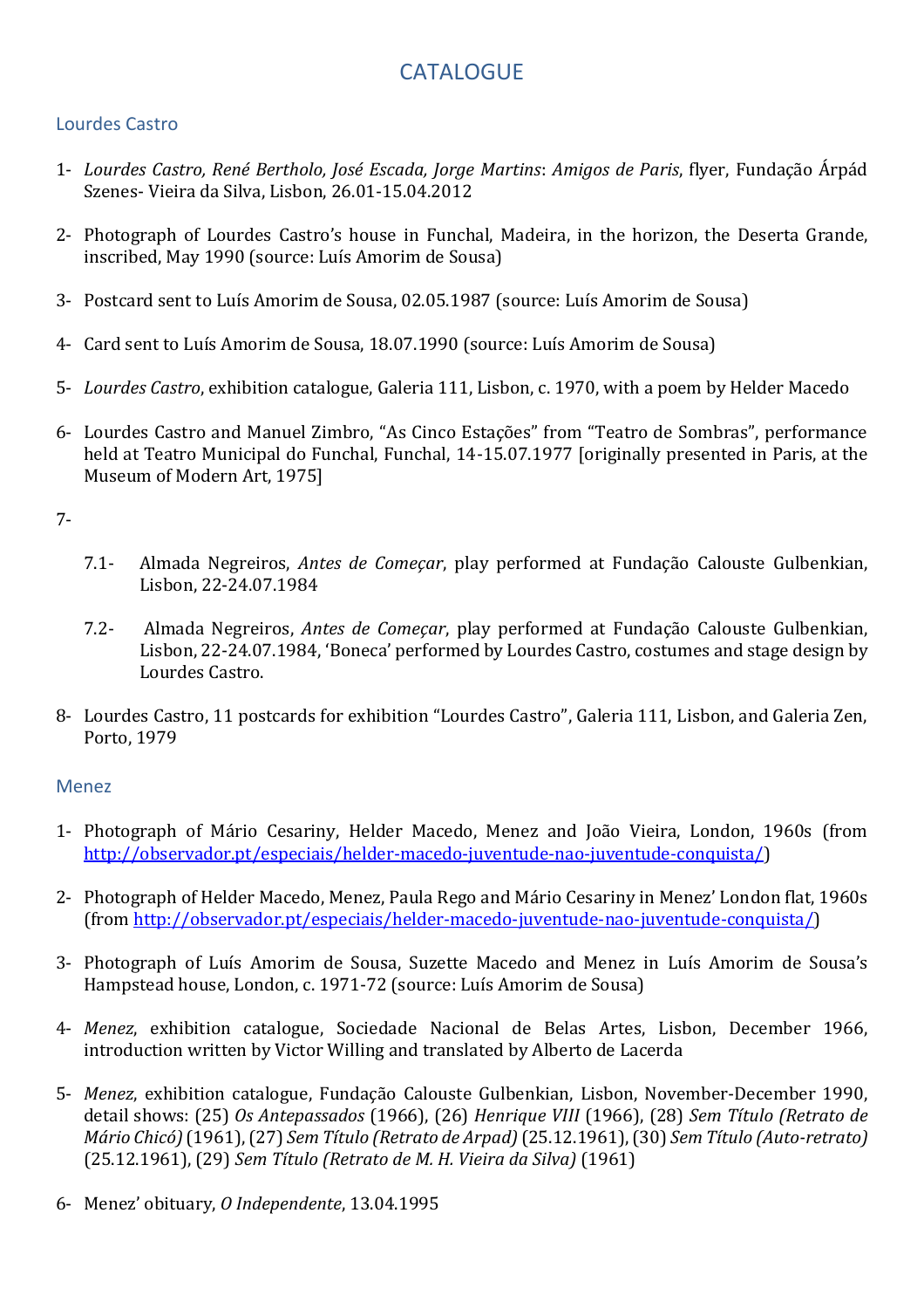# CATALOGUE

## Lourdes Castro

1- *Lourdes Castro, René Bertholo, José Escada, Jorge Martins*: *Amigos de Paris*, flyer, Fundação Árpád Szenes- Vieira da Silva, Lisbon, 26.01-15.04.2012

2- Photograph of Lourdes Castro's house in Funchal, Madeira, in the horizon, the Deserta Grande, inscribed, May 1990 (source: Luís Amorim de Sousa)

3- Postcard sent to Luís Amorim de Sousa, 02.05.1987 (source: Luís Amorim de Sousa)

4- Card sent to Luís Amorim de Sousa, 18.07.1990 (source: Luís Amorim de Sousa)

5- *Lourdes Castro*, exhibition catalogue, Galeria 111, Lisbon, c. 1970, with a poem by Helder Macedo

6- Lourdes Castro and Manuel Zimbro, "As Cinco Estações" from "Teatro de Sombras", performance held at Teatro Municipal do Funchal, Funchal, 14-15.07.1977 [originally presented in Paris, at the Museum of Modern Art, 1975]

7-

7.1- Almada Negreiros, *Antes de Começar*, play performed at Fundação Calouste Gulbenkian, Lisbon, 22-24.07.1984

7.2- Almada Negreiros, *Antes de Começar*, play performed at Fundação Calouste Gulbenkian, Lisbon, 22-24.07.1984, 'Boneca' performed by Lourdes Castro, costumes and stage design by Lourdes Castro.

8- Lourdes Castro, 11 postcards for exhibition "Lourdes Castro", Galeria 111, Lisbon, and Galeria Zen, Porto, 1979

## Menez

1- Photograph of Mário Cesariny, Helder Macedo, Menez and João Vieira, London, 1960s (from http://observador.pt/especiais/helder-macedo-juventude-nao-juventude-conquista/)

2- Photograph of Helder Macedo, Menez, Paula Rego and Mário Cesariny in Menez' London flat, 1960s (from http://observador.pt/especiais/helder-macedo-juventude-nao-juventude-conquista/)

3- Photograph of Luís Amorim de Sousa, Suzette Macedo and Menez in Luís Amorim de Sousa's Hampstead house, London, c. 1971-72 (source: Luís Amorim de Sousa)

4- *Menez*, exhibition catalogue, Sociedade Nacional de Belas Artes, Lisbon, December 1966, introduction written by Victor Willing and translated by Alberto de Lacerda

5- *Menez*, exhibition catalogue, Fundação Calouste Gulbenkian, Lisbon, November-December 1990, detail shows: (25) *Os Antepassados* (1966), (26) *Henrique VIII* (1966), (28) *Sem Título (Retrato de Mário Chicó)* (1961), (27) *Sem Título (Retrato de Arpad)* (25.12.1961), (30) *Sem Título (Auto-retrato)* (25.12.1961), (29) *Sem Título (Retrato de M. H. Vieira da Silva)* (1961)

6- Menez' obituary, *O Independente*, 13.04.1995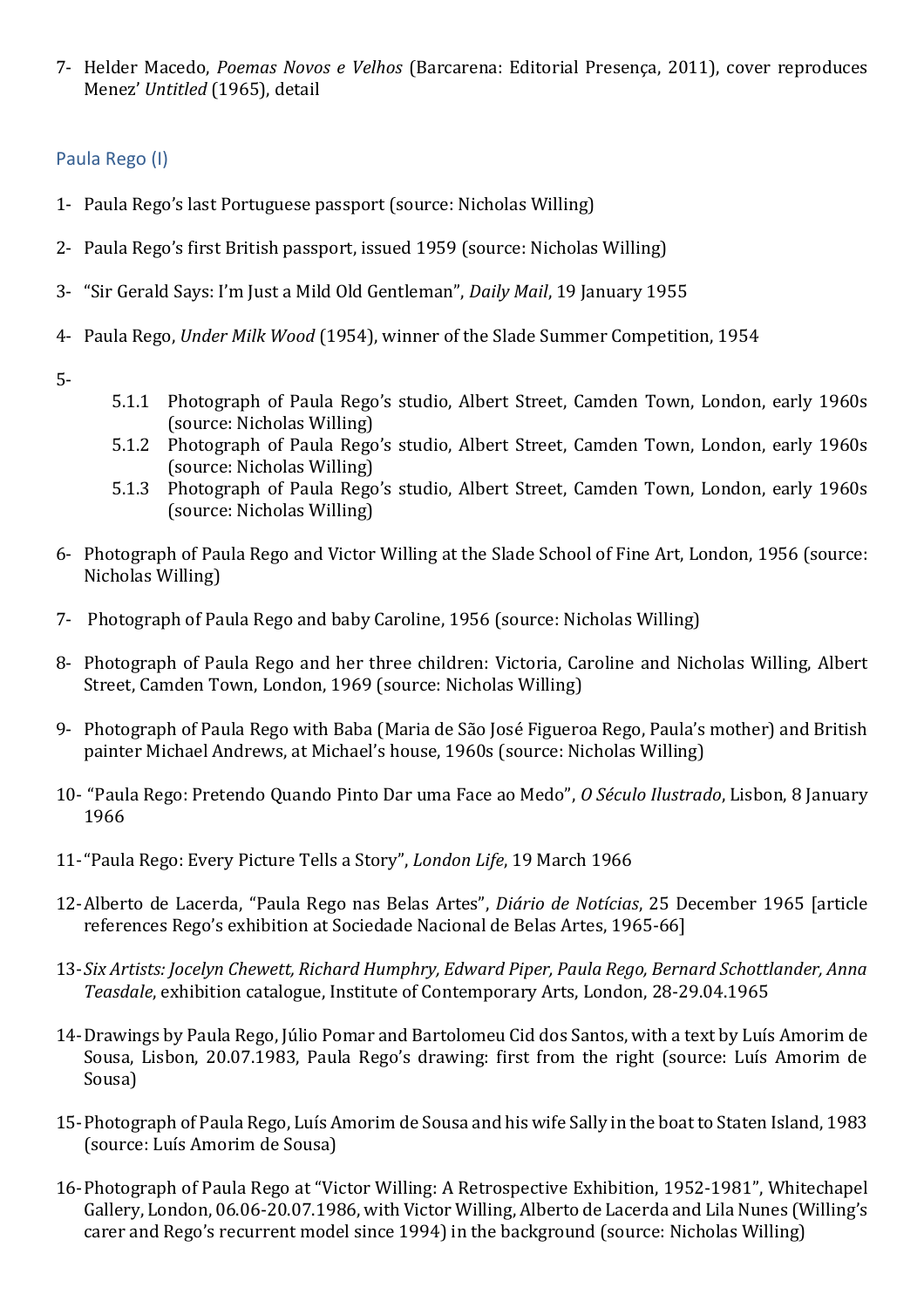7- Helder Macedo, *Poemas Novos e Velhos* (Barcarena: Editorial Presença, 2011), cover reproduces Menez' *Untitled* (1965), detail

## Paula Rego (I)

1- Paula Rego's last Portuguese passport (source: Nicholas Willing)

2- Paula Rego's first British passport, issued 1959 (source: Nicholas Willing)

3- "Sir Gerald Says: I'm Just a Mild Old Gentleman", *Daily Mail*, 19 January 1955

4- Paula Rego, *Under Milk Wood* (1954), winner of the Slade Summer Competition, 1954

5-
- 5.1.1 Photograph of Paula Rego's studio, Albert Street, Camden Town, London, early 1960s (source: Nicholas Willing)
- 5.1.2 Photograph of Paula Rego's studio, Albert Street, Camden Town, London, early 1960s (source: Nicholas Willing)
- 5.1.3 Photograph of Paula Rego's studio, Albert Street, Camden Town, London, early 1960s (source: Nicholas Willing)

6- Photograph of Paula Rego and Victor Willing at the Slade School of Fine Art, London, 1956 (source: Nicholas Willing)

7- Photograph of Paula Rego and baby Caroline, 1956 (source: Nicholas Willing)

8- Photograph of Paula Rego and her three children: Victoria, Caroline and Nicholas Willing, Albert Street, Camden Town, London, 1969 (source: Nicholas Willing)

9- Photograph of Paula Rego with Baba (Maria de São José Figueroa Rego, Paula's mother) and British painter Michael Andrews, at Michael's house, 1960s (source: Nicholas Willing)

10- "Paula Rego: Pretendo Quando Pinto Dar uma Face ao Medo", *O Século Ilustrado*, Lisbon, 8 January 1966

11- "Paula Rego: Every Picture Tells a Story", *London Life*, 19 March 1966

12- Alberto de Lacerda, "Paula Rego nas Belas Artes", *Diário de Notícias*, 25 December 1965 [article references Rego's exhibition at Sociedade Nacional de Belas Artes, 1965-66]

13- *Six Artists: Jocelyn Chewett, Richard Humphry, Edward Piper, Paula Rego, Bernard Schottlander, Anna Teasdale*, exhibition catalogue, Institute of Contemporary Arts, London, 28-29.04.1965

14- Drawings by Paula Rego, Júlio Pomar and Bartolomeu Cid dos Santos, with a text by Luís Amorim de Sousa, Lisbon, 20.07.1983, Paula Rego's drawing: first from the right (source: Luís Amorim de Sousa)

15- Photograph of Paula Rego, Luís Amorim de Sousa and his wife Sally in the boat to Staten Island, 1983 (source: Luís Amorim de Sousa)

16- Photograph of Paula Rego at "Victor Willing: A Retrospective Exhibition, 1952-1981", Whitechapel Gallery, London, 06.06-20.07.1986, with Victor Willing, Alberto de Lacerda and Lila Nunes (Willing's carer and Rego's recurrent model since 1994) in the background (source: Nicholas Willing)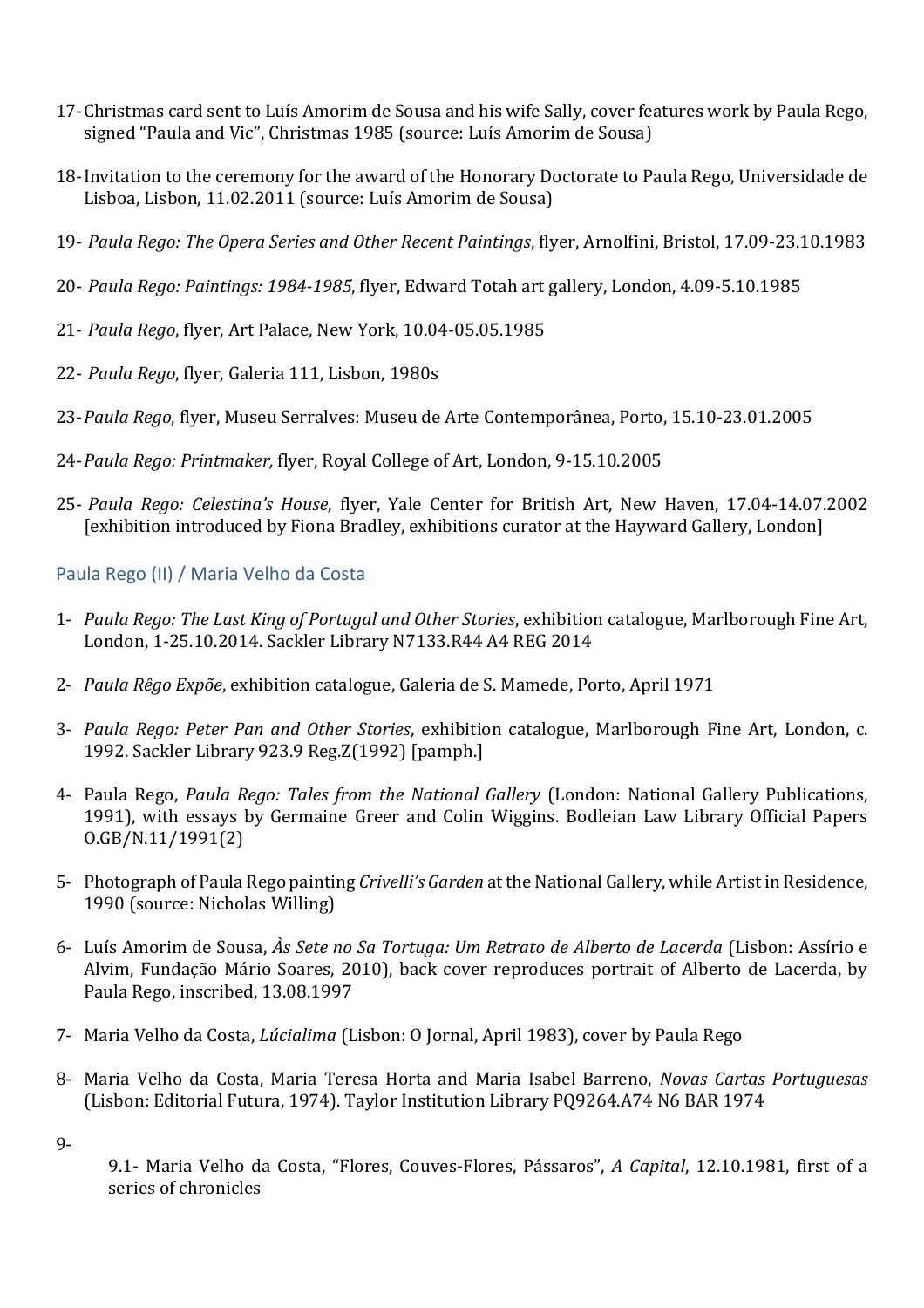17- Christmas card sent to Luís Amorim de Sousa and his wife Sally, cover features work by Paula Rego, signed "Paula and Vic", Christmas 1985 (source: Luís Amorim de Sousa)

18- Invitation to the ceremony for the award of the Honorary Doctorate to Paula Rego, Universidade de Lisboa, Lisbon, 11.02.2011 (source: Luís Amorim de Sousa)

19- *Paula Rego: The Opera Series and Other Recent Paintings*, flyer, Arnolfini, Bristol, 17.09-23.10.1983

20- *Paula Rego: Paintings: 1984-1985*, flyer, Edward Totah art gallery, London, 4.09-5.10.1985

21- *Paula Rego*, flyer, Art Palace, New York, 10.04-05.05.1985

22- *Paula Rego*, flyer, Galeria 111, Lisbon, 1980s

23- *Paula Rego*, flyer, Museu Serralves: Museu de Arte Contemporânea, Porto, 15.10-23.01.2005

24- *Paula Rego: Printmaker,* flyer, Royal College of Art, London, 9-15.10.2005

25- *Paula Rego: Celestina's House*, flyer, Yale Center for British Art, New Haven, 17.04-14.07.2002 [exhibition introduced by Fiona Bradley, exhibitions curator at the Hayward Gallery, London]

## Paula Rego (II) / Maria Velho da Costa

1- *Paula Rego: The Last King of Portugal and Other Stories*, exhibition catalogue, Marlborough Fine Art, London, 1-25.10.2014. Sackler Library N7133.R44 A4 REG 2014

2- *Paula Rêgo Expõe*, exhibition catalogue, Galeria de S. Mamede, Porto, April 1971

3- *Paula Rego: Peter Pan and Other Stories*, exhibition catalogue, Marlborough Fine Art, London, c. 1992. Sackler Library 923.9 Reg.Z(1992) [pamph.]

4- Paula Rego, *Paula Rego: Tales from the National Gallery* (London: National Gallery Publications, 1991), with essays by Germaine Greer and Colin Wiggins. Bodleian Law Library Official Papers O.GB/N.11/1991(2)

5- Photograph of Paula Rego painting *Crivelli's Garden* at the National Gallery, while Artist in Residence, 1990 (source: Nicholas Willing)

6- Luís Amorim de Sousa, *Às Sete no Sa Tortuga: Um Retrato de Alberto de Lacerda* (Lisbon: Assírio e Alvim, Fundação Mário Soares, 2010), back cover reproduces portrait of Alberto de Lacerda, by Paula Rego, inscribed, 13.08.1997

7- Maria Velho da Costa, *Lúcialima* (Lisbon: O Jornal, April 1983), cover by Paula Rego

8- Maria Velho da Costa, Maria Teresa Horta and Maria Isabel Barreno, *Novas Cartas Portuguesas* (Lisbon: Editorial Futura, 1974). Taylor Institution Library PQ9264.A74 N6 BAR 1974

9-

   9.1- Maria Velho da Costa, "Flores, Couves-Flores, Pássaros", *A Capital*, 12.10.1981, first of a series of chronicles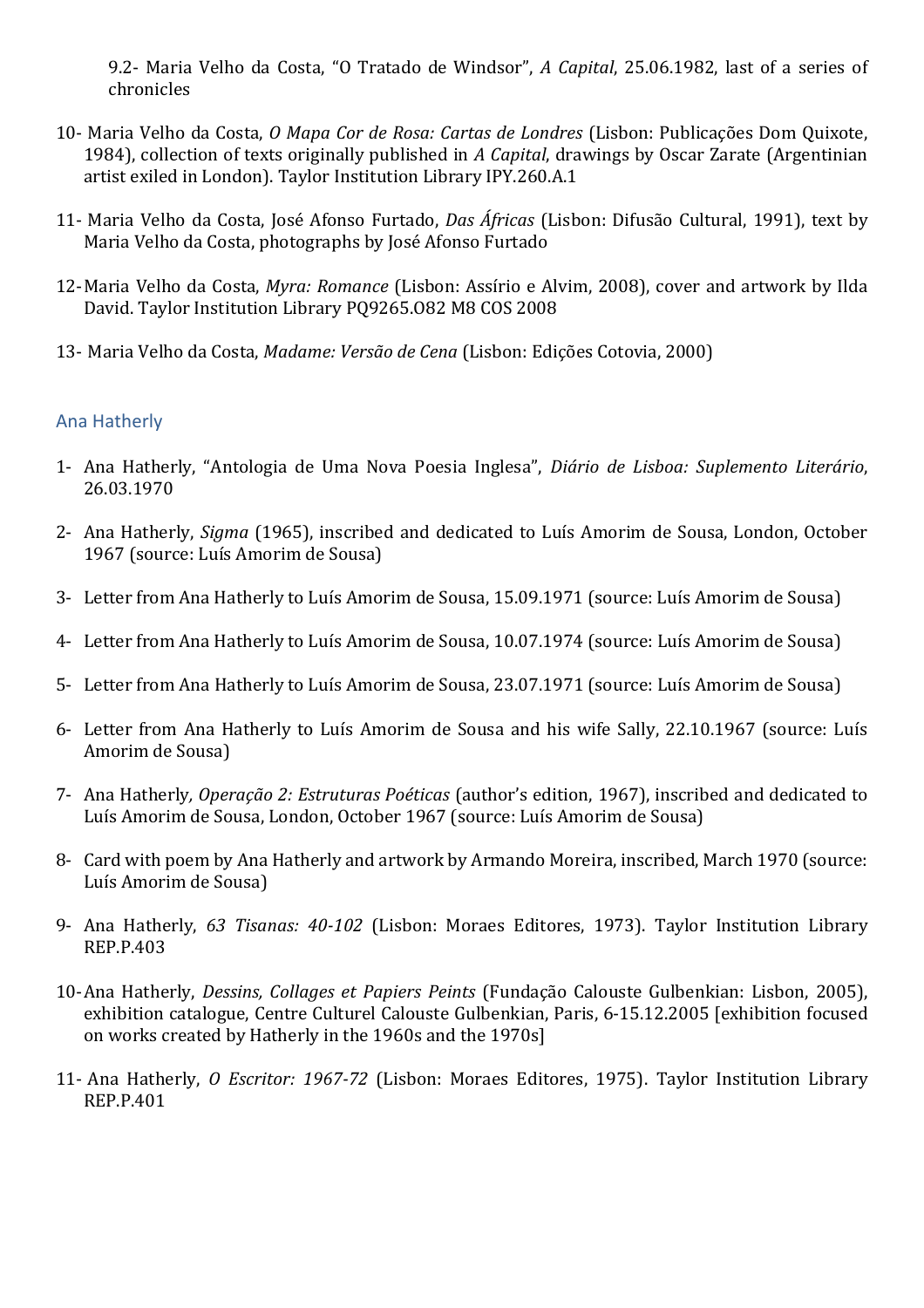9.2- Maria Velho da Costa, "O Tratado de Windsor", *A Capital*, 25.06.1982, last of a series of chronicles

10- Maria Velho da Costa, *O Mapa Cor de Rosa: Cartas de Londres* (Lisbon: Publicações Dom Quixote, 1984), collection of texts originally published in *A Capital*, drawings by Oscar Zarate (Argentinian artist exiled in London). Taylor Institution Library IPY.260.A.1

11- Maria Velho da Costa, José Afonso Furtado, *Das Áfricas* (Lisbon: Difusão Cultural, 1991), text by Maria Velho da Costa, photographs by José Afonso Furtado

12- Maria Velho da Costa, *Myra: Romance* (Lisbon: Assírio e Alvim, 2008), cover and artwork by Ilda David. Taylor Institution Library PQ9265.O82 M8 COS 2008

13- Maria Velho da Costa, *Madame: Versão de Cena* (Lisbon: Edições Cotovia, 2000)

## Ana Hatherly

1- Ana Hatherly, "Antologia de Uma Nova Poesia Inglesa", *Diário de Lisboa: Suplemento Literário*, 26.03.1970

2- Ana Hatherly, *Sigma* (1965), inscribed and dedicated to Luís Amorim de Sousa, London, October 1967 (source: Luís Amorim de Sousa)

3- Letter from Ana Hatherly to Luís Amorim de Sousa, 15.09.1971 (source: Luís Amorim de Sousa)

4- Letter from Ana Hatherly to Luís Amorim de Sousa, 10.07.1974 (source: Luís Amorim de Sousa)

5- Letter from Ana Hatherly to Luís Amorim de Sousa, 23.07.1971 (source: Luís Amorim de Sousa)

6- Letter from Ana Hatherly to Luís Amorim de Sousa and his wife Sally, 22.10.1967 (source: Luís Amorim de Sousa)

7- Ana Hatherly, *Operação 2: Estruturas Poéticas* (author's edition, 1967), inscribed and dedicated to Luís Amorim de Sousa, London, October 1967 (source: Luís Amorim de Sousa)

8- Card with poem by Ana Hatherly and artwork by Armando Moreira, inscribed, March 1970 (source: Luís Amorim de Sousa)

9- Ana Hatherly, *63 Tisanas: 40-102* (Lisbon: Moraes Editores, 1973). Taylor Institution Library REP.P.403

10- Ana Hatherly, *Dessins, Collages et Papiers Peints* (Fundação Calouste Gulbenkian: Lisbon, 2005), exhibition catalogue, Centre Culturel Calouste Gulbenkian, Paris, 6-15.12.2005 [exhibition focused on works created by Hatherly in the 1960s and the 1970s]

11- Ana Hatherly, *O Escritor: 1967-72* (Lisbon: Moraes Editores, 1975). Taylor Institution Library REP.P.401